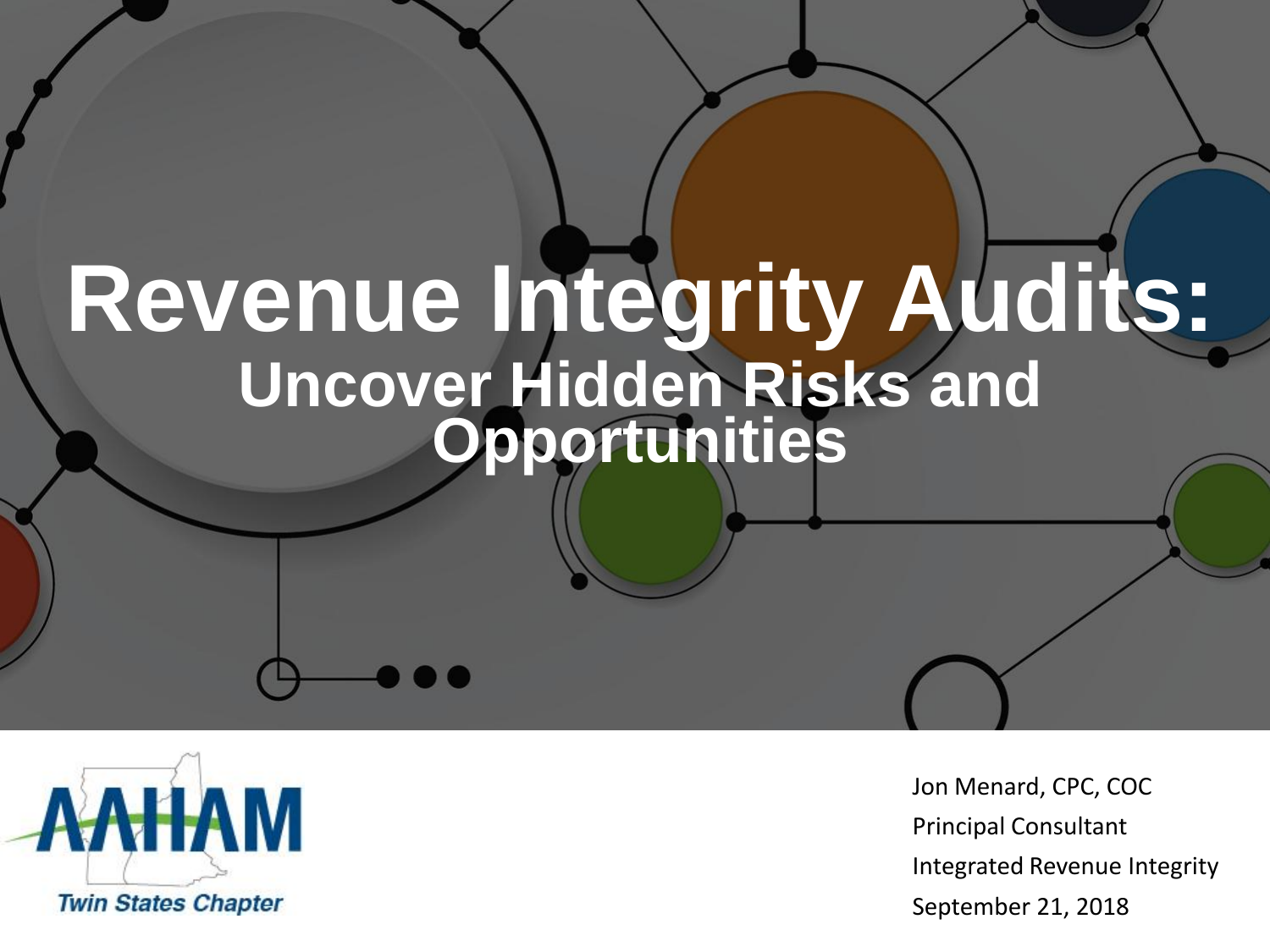# Revenue Integrity Audits:

## Uncover Hidden Risks and Opportunities

AAHAM

Twin States Chapter

Jon Menard, CPC, COC
Principal Consultant
Integrated Revenue Integrity
September 21, 2018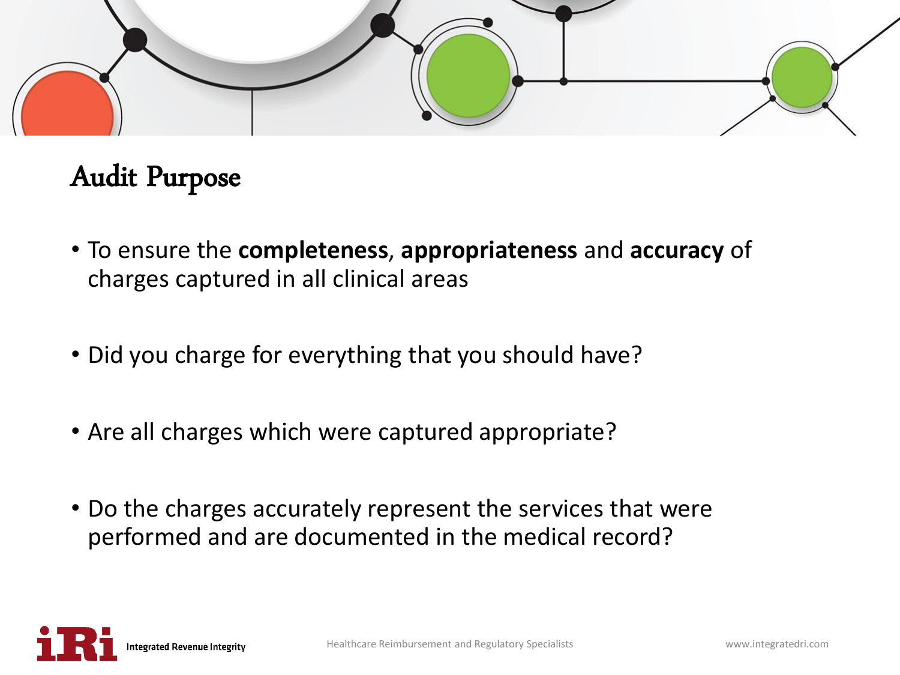## Audit Purpose

- To ensure the **completeness**, **appropriateness** and **accuracy** of charges captured in all clinical areas
- Did you charge for everything that you should have?
- Are all charges which were captured appropriate?
- Do the charges accurately represent the services that were performed and are documented in the medical record?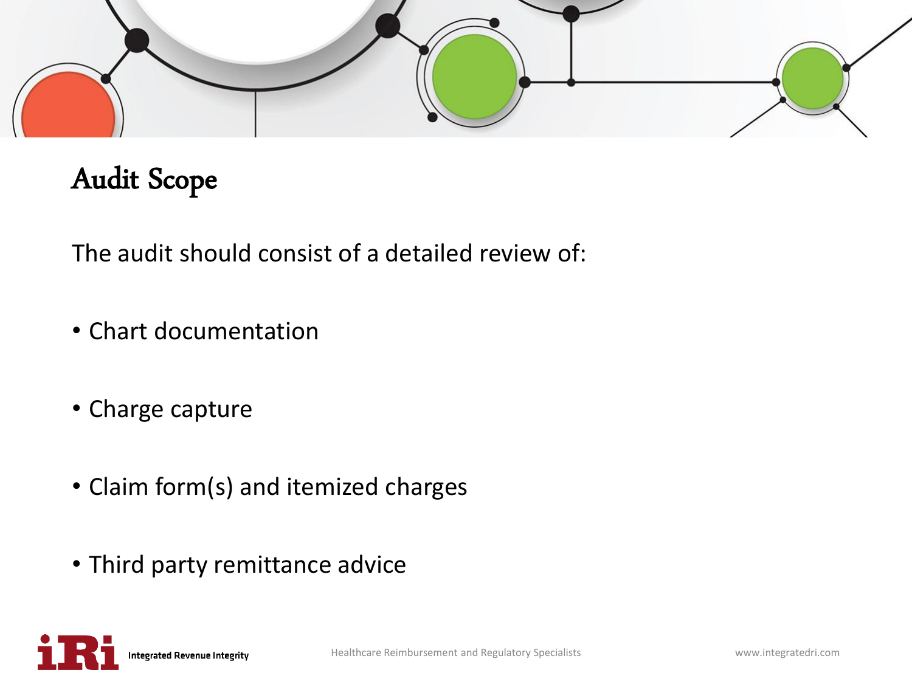# Audit Scope

The audit should consist of a detailed review of:

- Chart documentation
- Charge capture
- Claim form(s) and itemized charges
- Third party remittance advice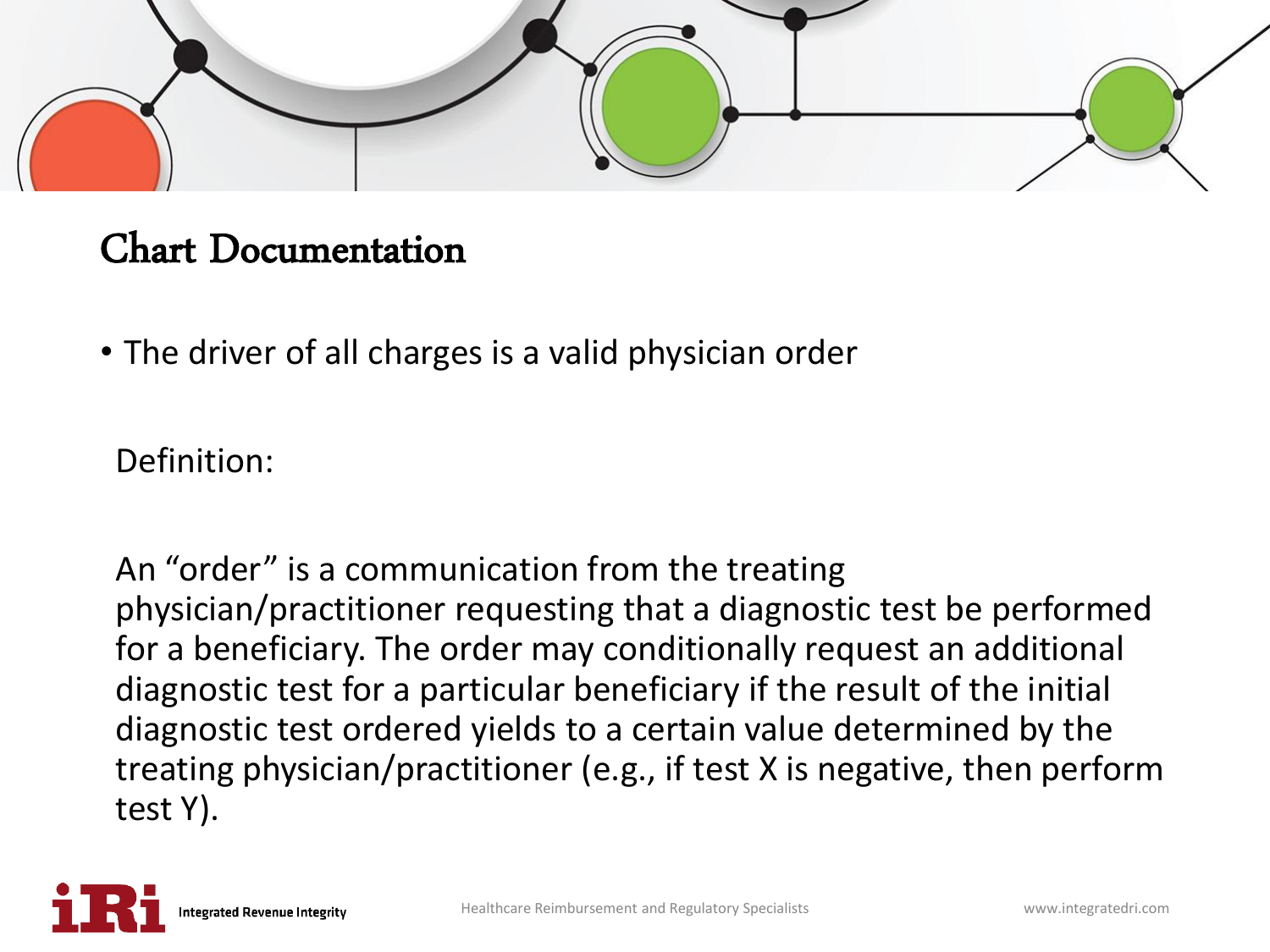# Chart Documentation

- The driver of all charges is a valid physician order

Definition:

An "order" is a communication from the treating physician/practitioner requesting that a diagnostic test be performed for a beneficiary. The order may conditionally request an additional diagnostic test for a particular beneficiary if the result of the initial diagnostic test ordered yields to a certain value determined by the treating physician/practitioner (e.g., if test X is negative, then perform test Y).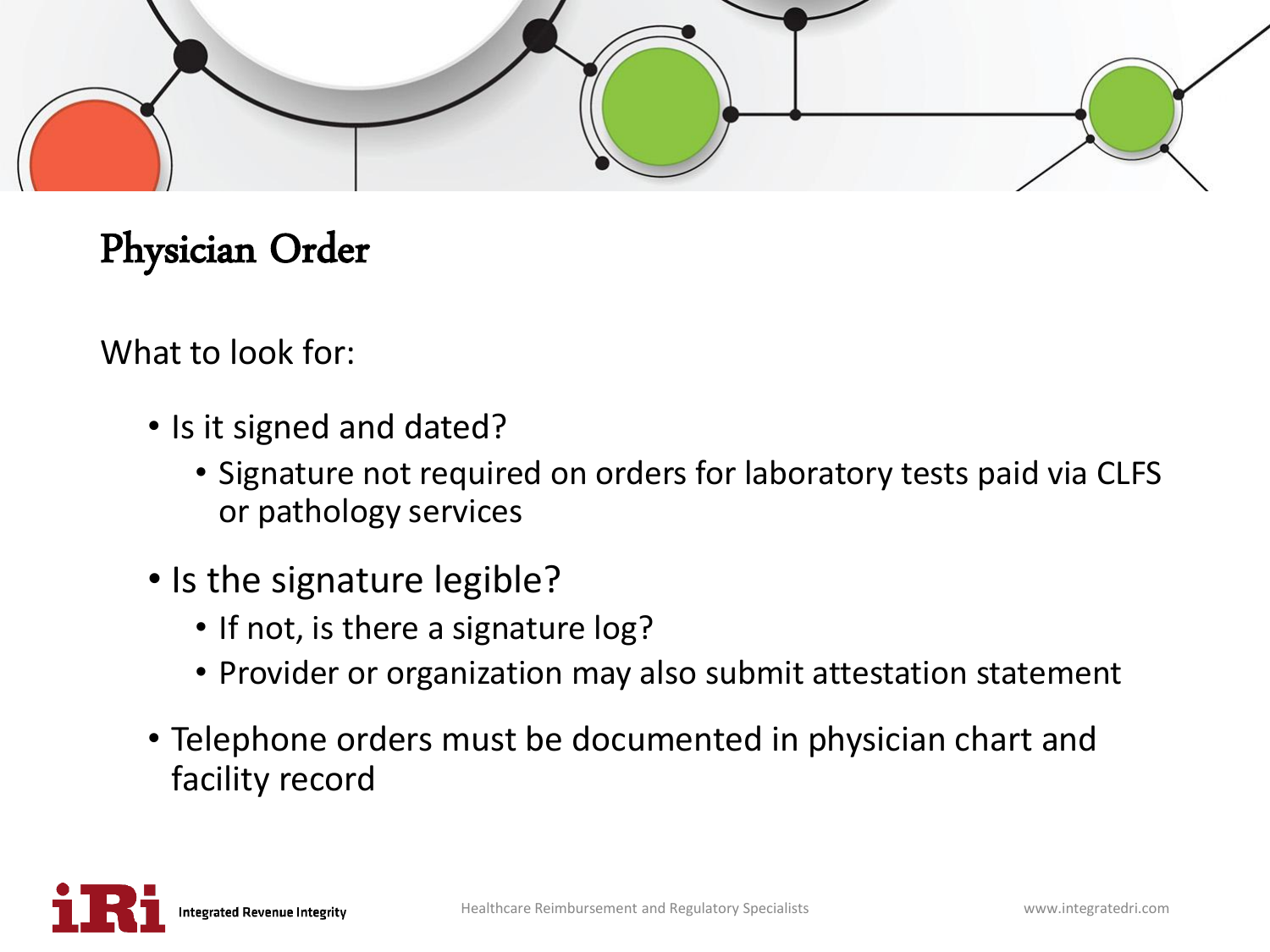# Physician Order

What to look for:

- Is it signed and dated?
  - Signature not required on orders for laboratory tests paid via CLFS or pathology services
- Is the signature legible?
  - If not, is there a signature log?
  - Provider or organization may also submit attestation statement
- Telephone orders must be documented in physician chart and facility record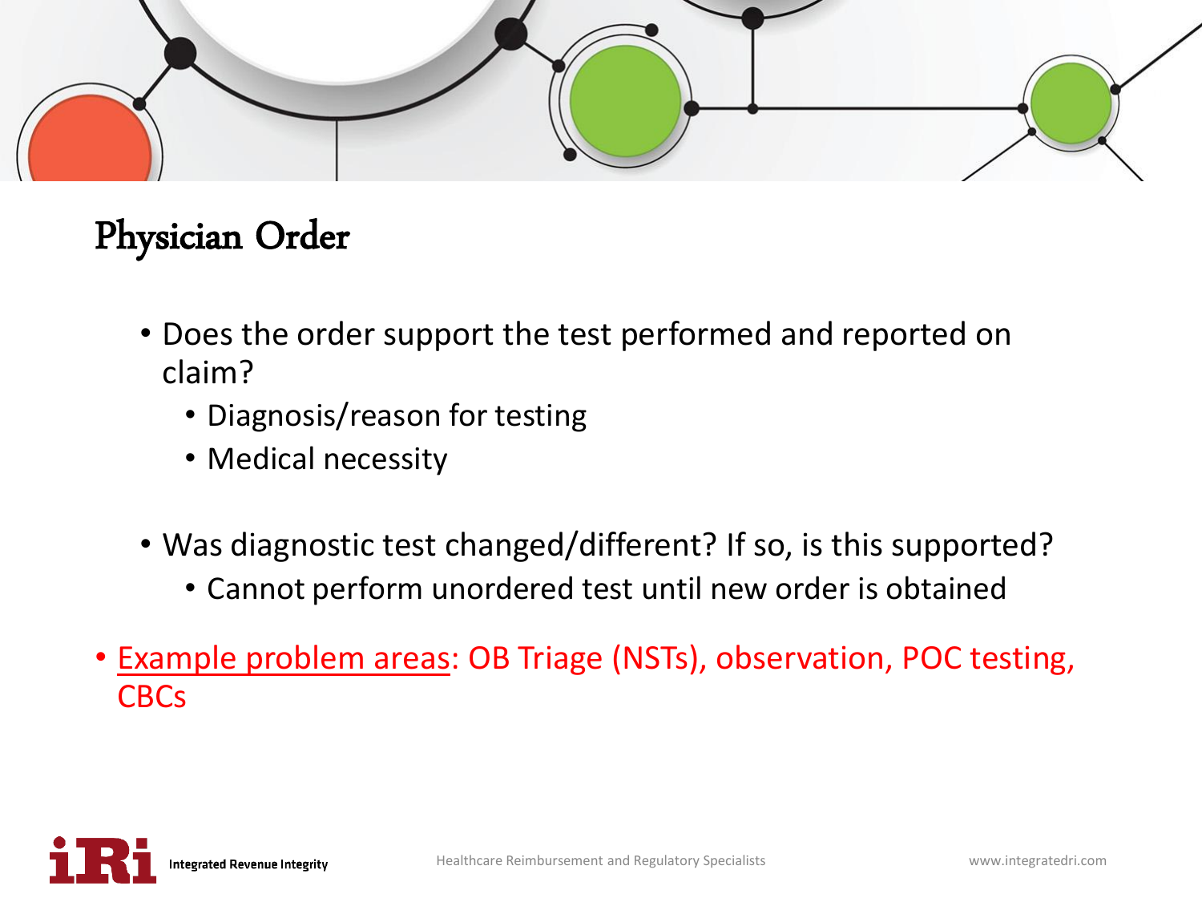# Physician Order

- Does the order support the test performed and reported on claim?
  - Diagnosis/reason for testing
  - Medical necessity
- Was diagnostic test changed/different? If so, is this supported?
  - Cannot perform unordered test until new order is obtained
- Example problem areas: OB Triage (NSTs), observation, POC testing, CBCs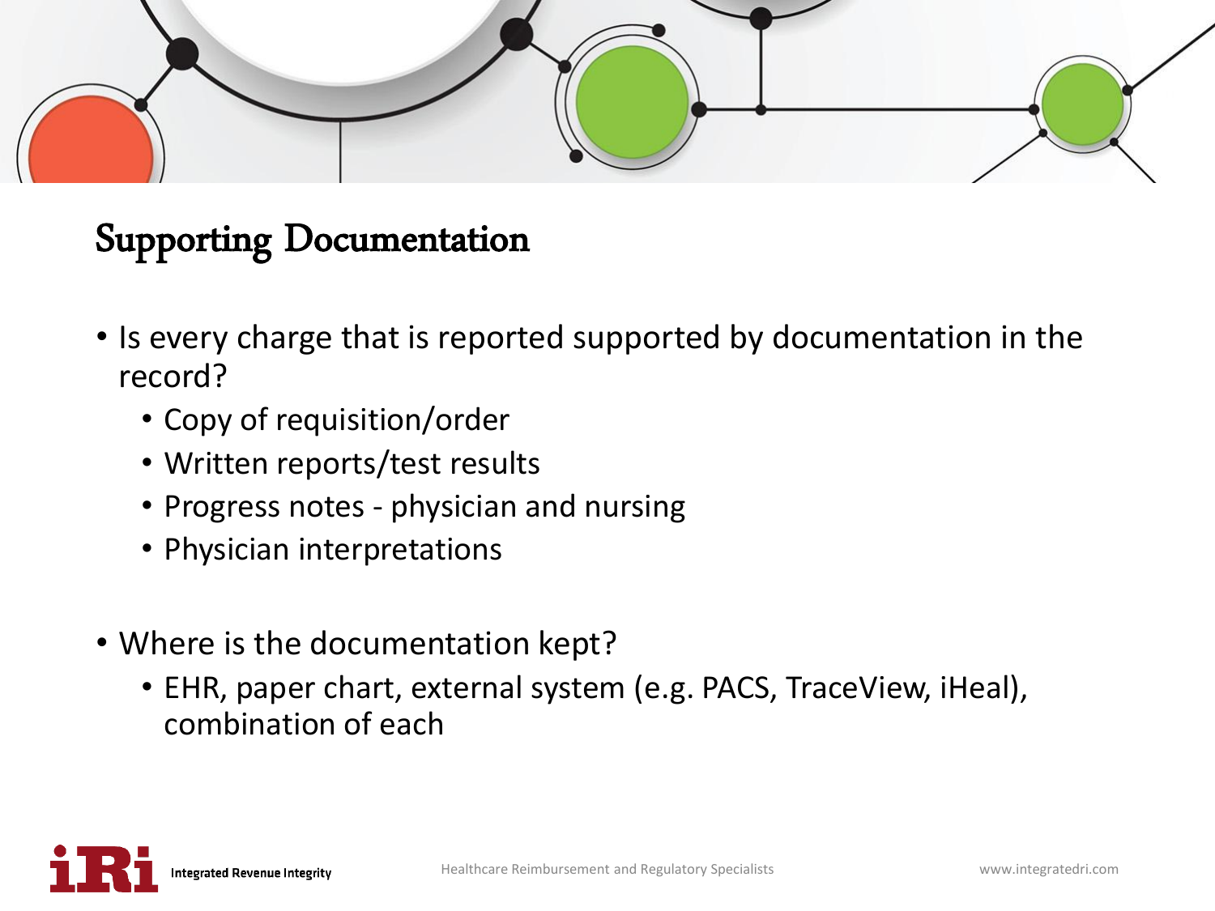## Supporting Documentation

- Is every charge that is reported supported by documentation in the record?
  - Copy of requisition/order
  - Written reports/test results
  - Progress notes - physician and nursing
  - Physician interpretations

- Where is the documentation kept?
  - EHR, paper chart, external system (e.g. PACS, TraceView, iHeal), combination of each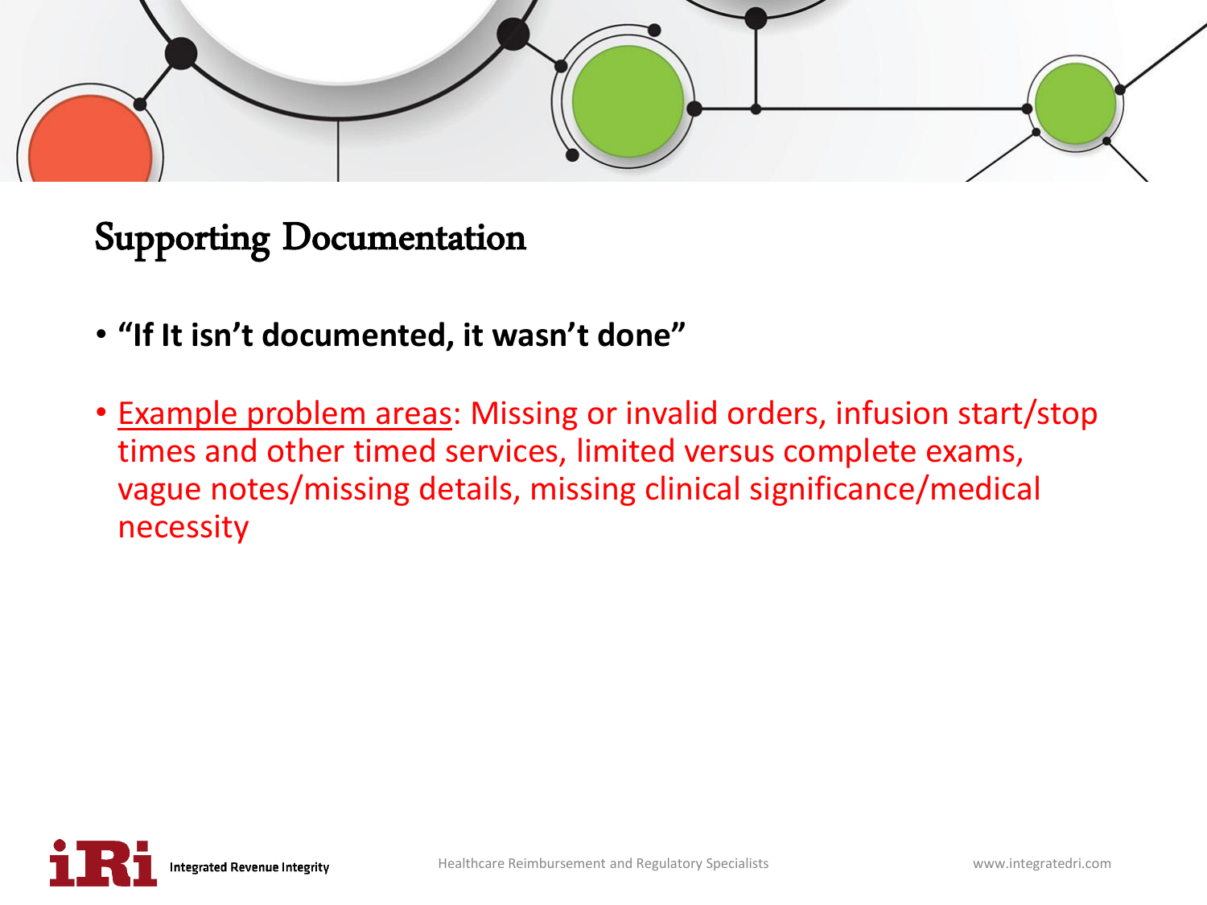## Supporting Documentation

- **"If It isn't documented, it wasn't done"**
- Example problem areas: Missing or invalid orders, infusion start/stop times and other timed services, limited versus complete exams, vague notes/missing details, missing clinical significance/medical necessity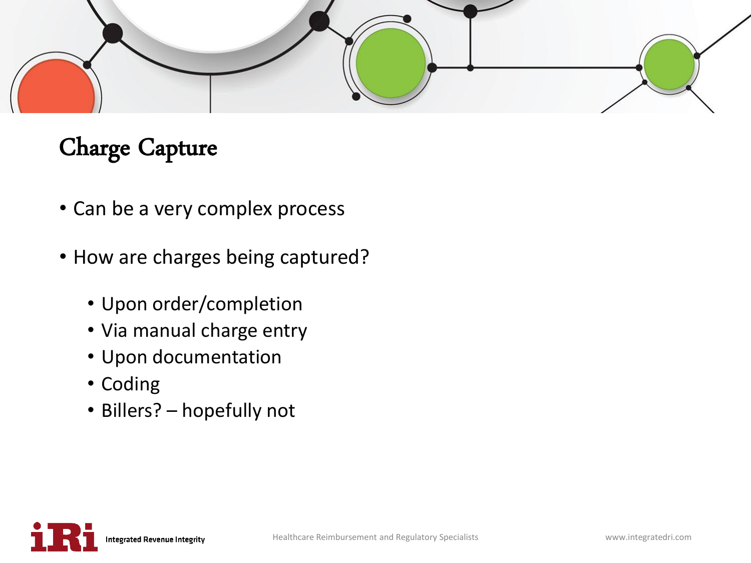# Charge Capture

- Can be a very complex process
- How are charges being captured?
  - Upon order/completion
  - Via manual charge entry
  - Upon documentation
  - Coding
  - Billers? – hopefully not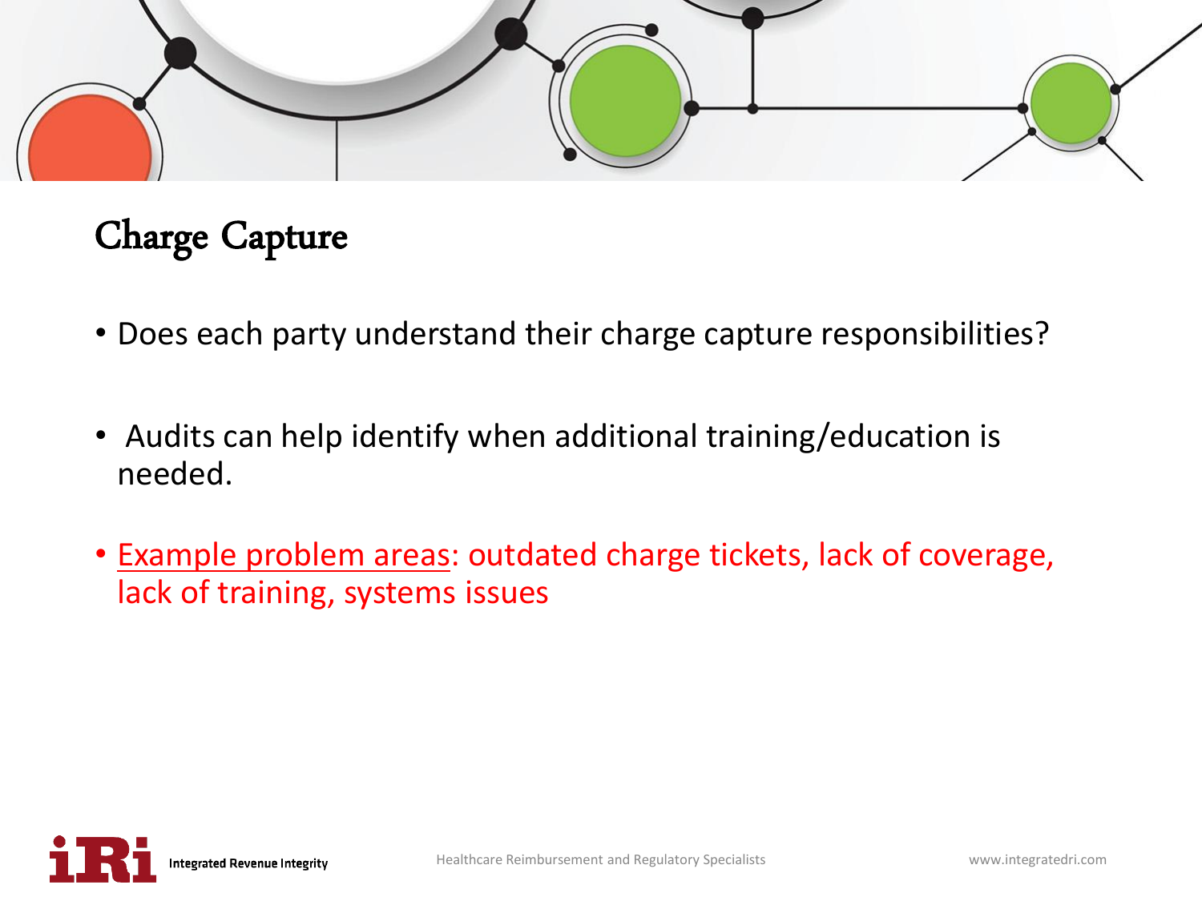## Charge Capture

- Does each party understand their charge capture responsibilities?
- Audits can help identify when additional training/education is needed.
- Example problem areas: outdated charge tickets, lack of coverage, lack of training, systems issues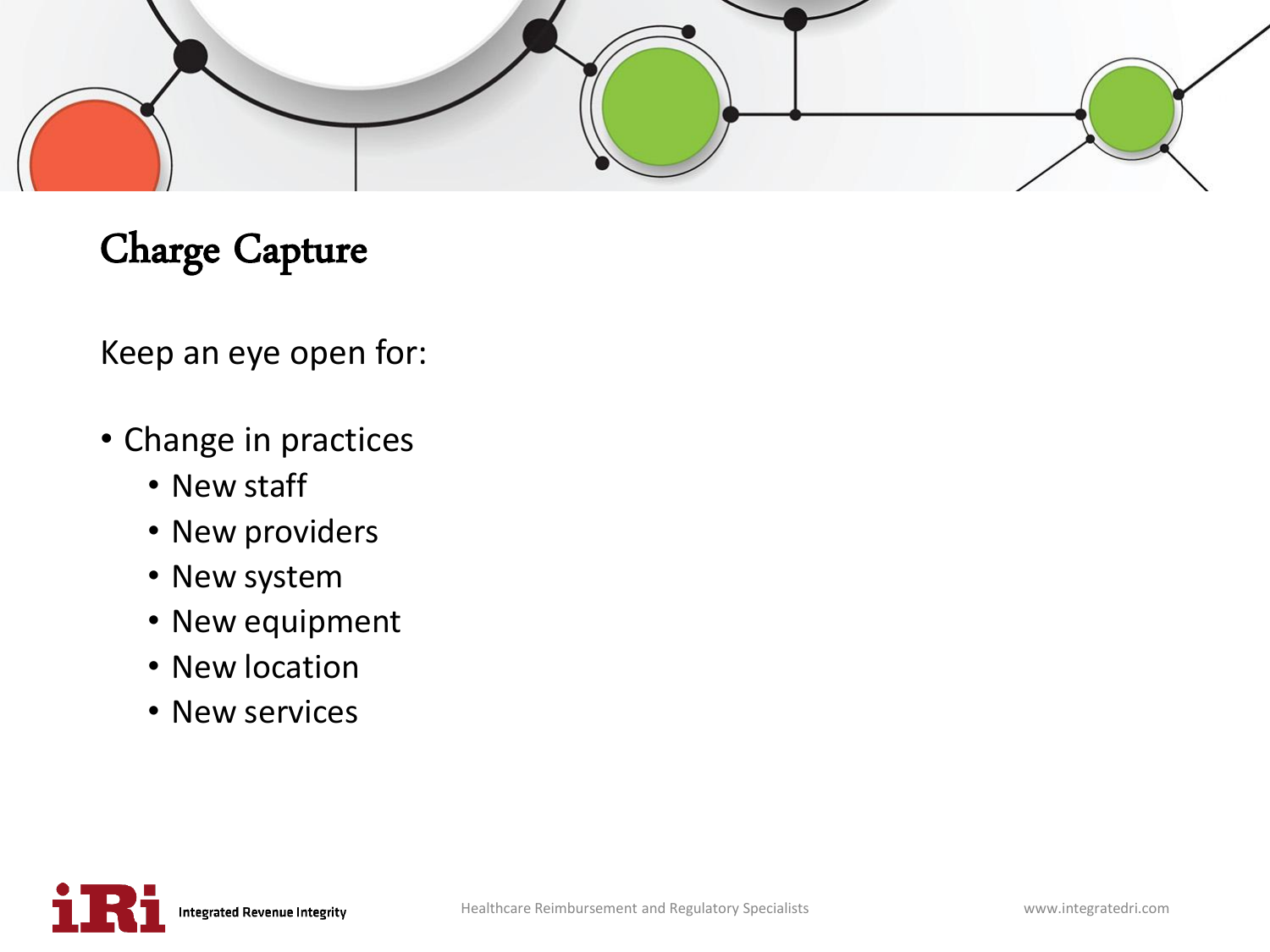# Charge Capture

Keep an eye open for:

- Change in practices
  - New staff
  - New providers
  - New system
  - New equipment
  - New location
  - New services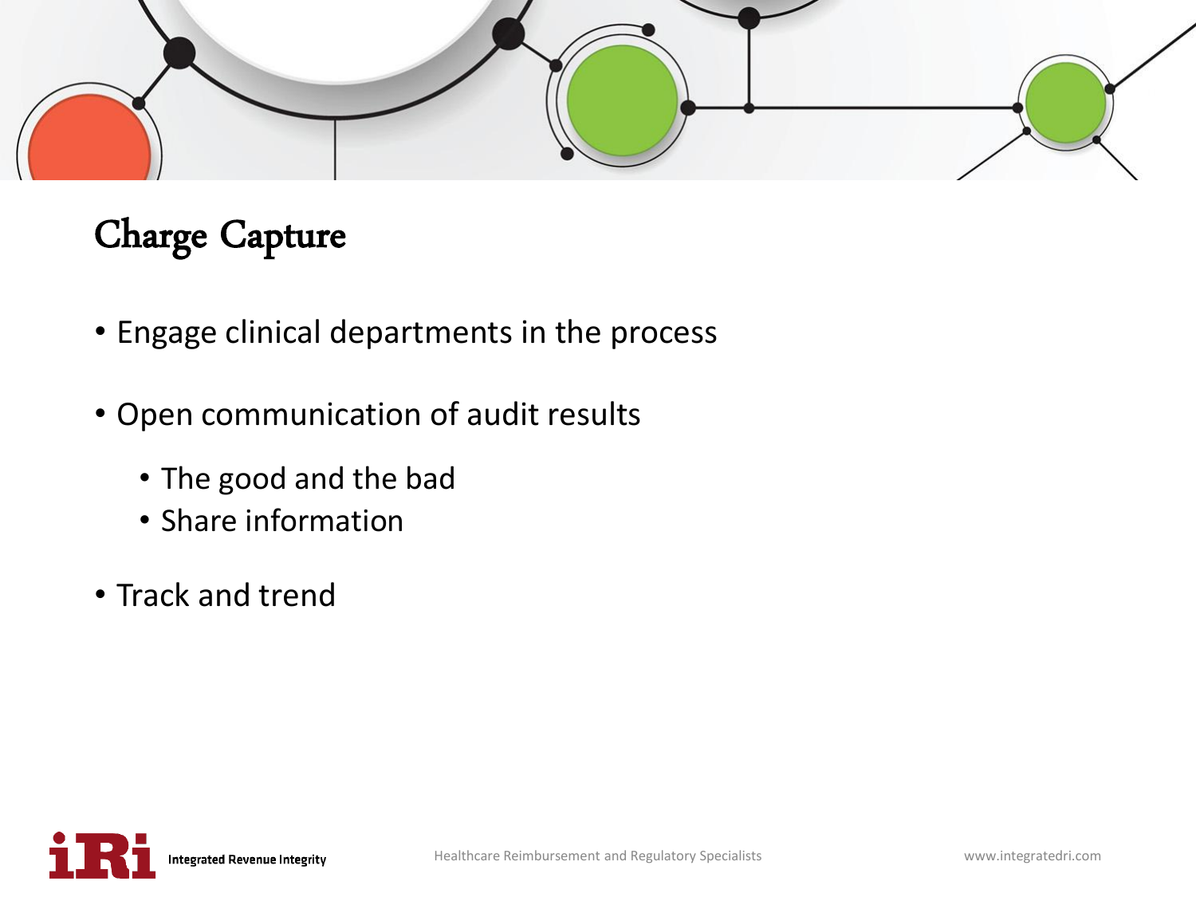## Charge Capture

- Engage clinical departments in the process
- Open communication of audit results
  - The good and the bad
  - Share information
- Track and trend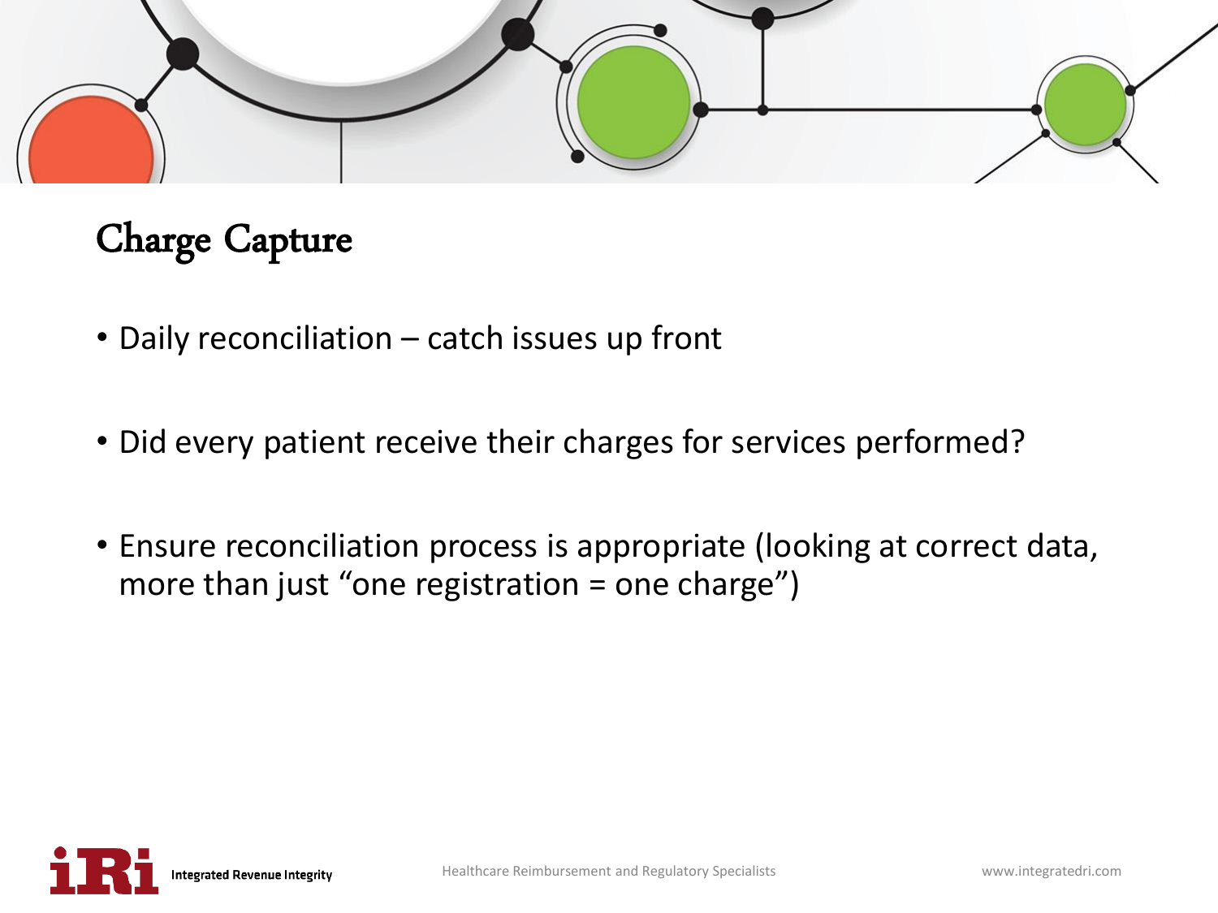# Charge Capture

- Daily reconciliation – catch issues up front
- Did every patient receive their charges for services performed?
- Ensure reconciliation process is appropriate (looking at correct data, more than just "one registration = one charge")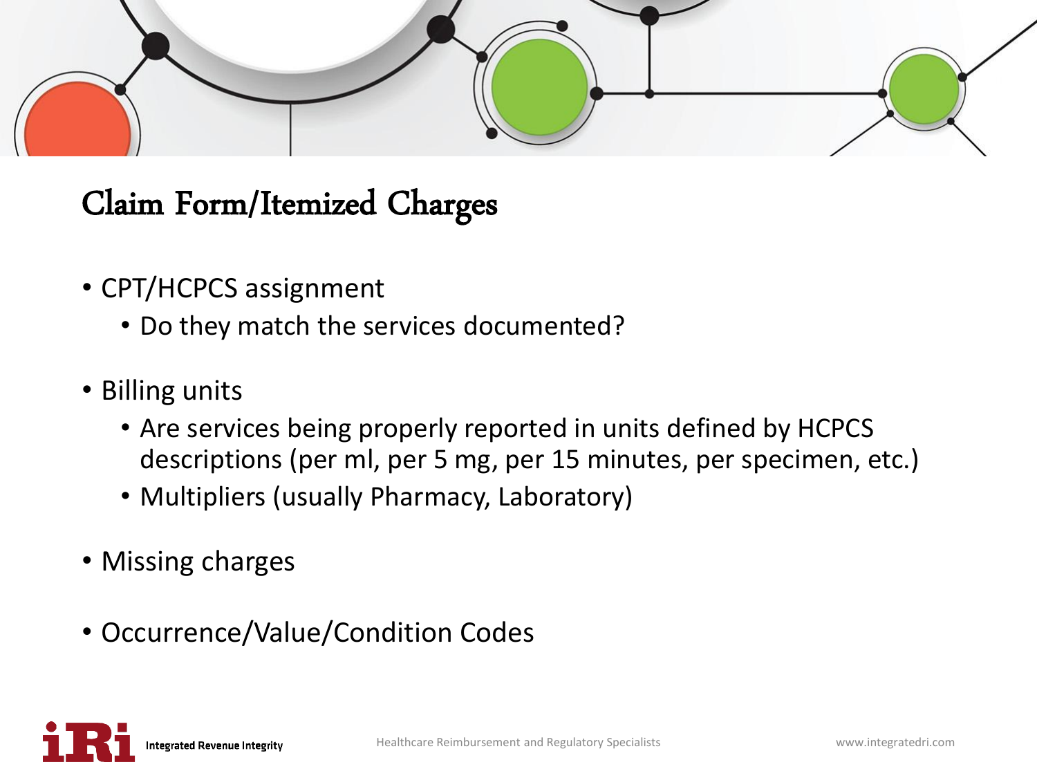## Claim Form/Itemized Charges

- CPT/HCPCS assignment
  - Do they match the services documented?
- Billing units
  - Are services being properly reported in units defined by HCPCS descriptions (per ml, per 5 mg, per 15 minutes, per specimen, etc.)
  - Multipliers (usually Pharmacy, Laboratory)
- Missing charges
- Occurrence/Value/Condition Codes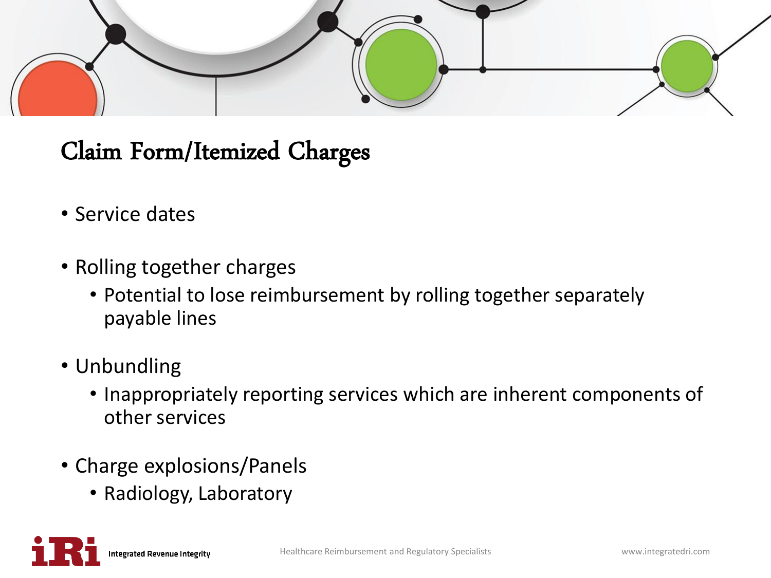## Claim Form/Itemized Charges

- Service dates
- Rolling together charges
  - Potential to lose reimbursement by rolling together separately payable lines
- Unbundling
  - Inappropriately reporting services which are inherent components of other services
- Charge explosions/Panels
  - Radiology, Laboratory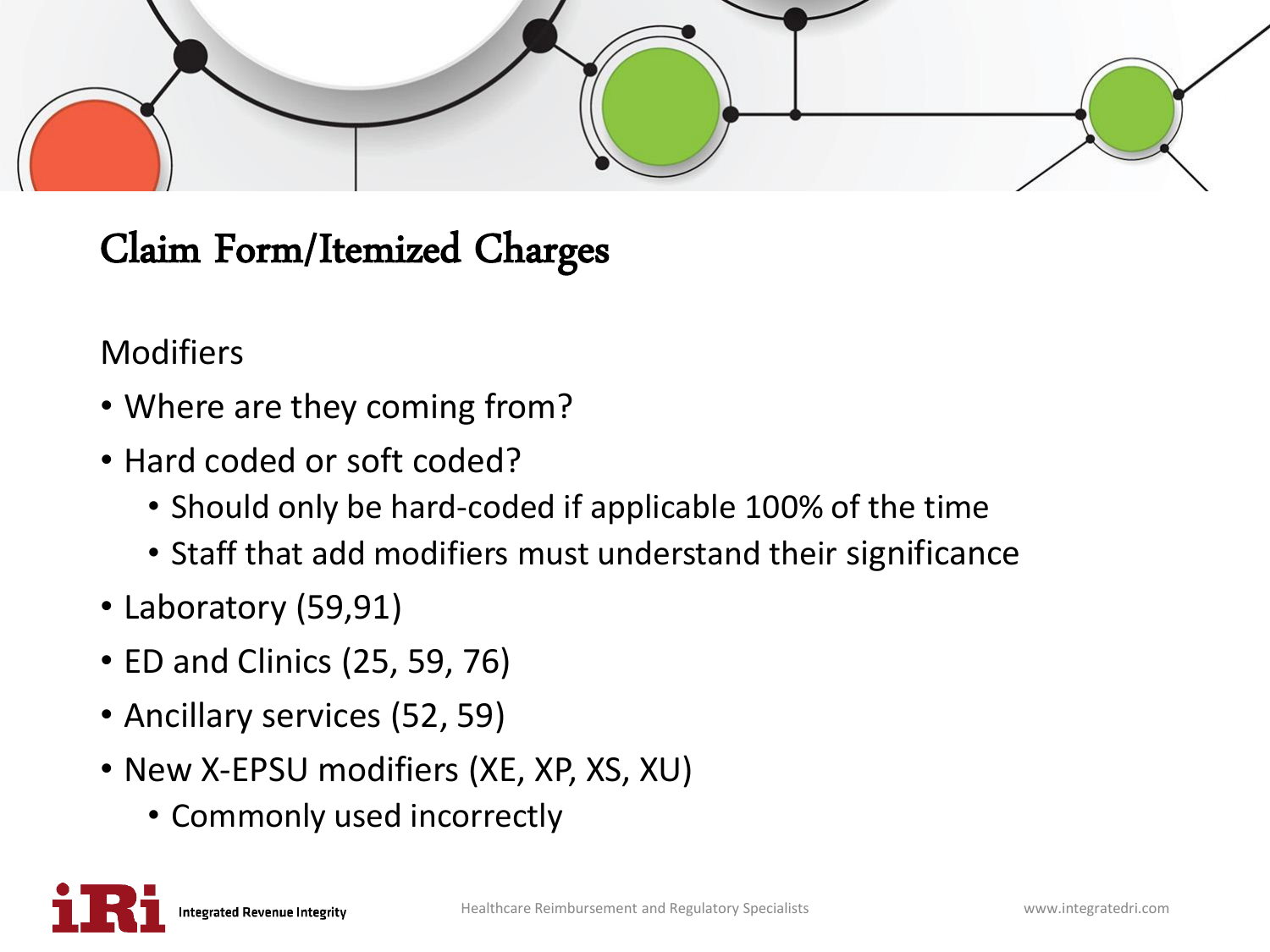# Claim Form/Itemized Charges

Modifiers

- Where are they coming from?
- Hard coded or soft coded?
  - Should only be hard-coded if applicable 100% of the time
  - Staff that add modifiers must understand their significance
- Laboratory (59,91)
- ED and Clinics (25, 59, 76)
- Ancillary services (52, 59)
- New X-EPSU modifiers (XE, XP, XS, XU)
  - Commonly used incorrectly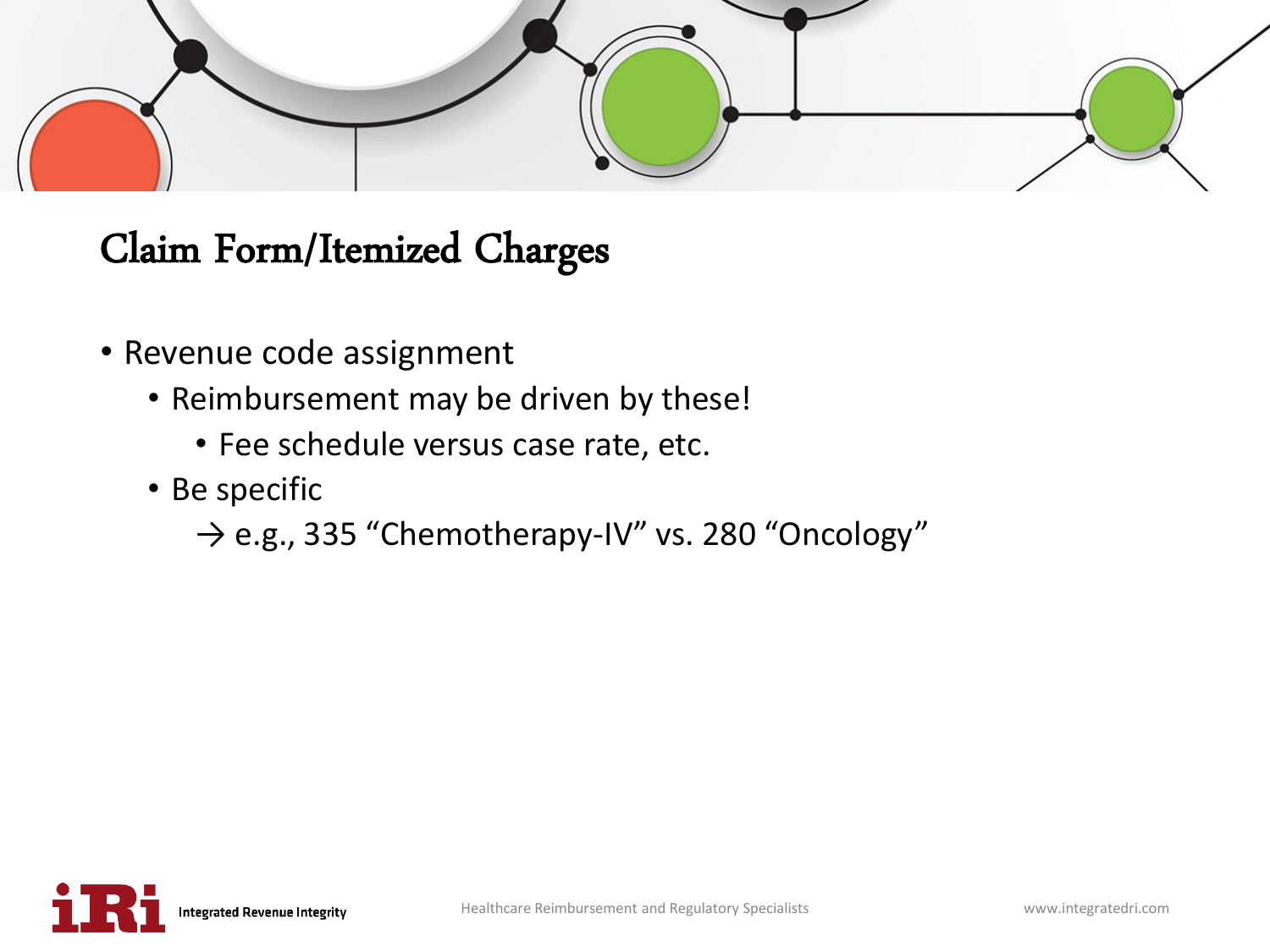## Claim Form/Itemized Charges

- Revenue code assignment
  - Reimbursement may be driven by these!
    - Fee schedule versus case rate, etc.
  - Be specific
    
    → e.g., 335 “Chemotherapy-IV” vs. 280 “Oncology”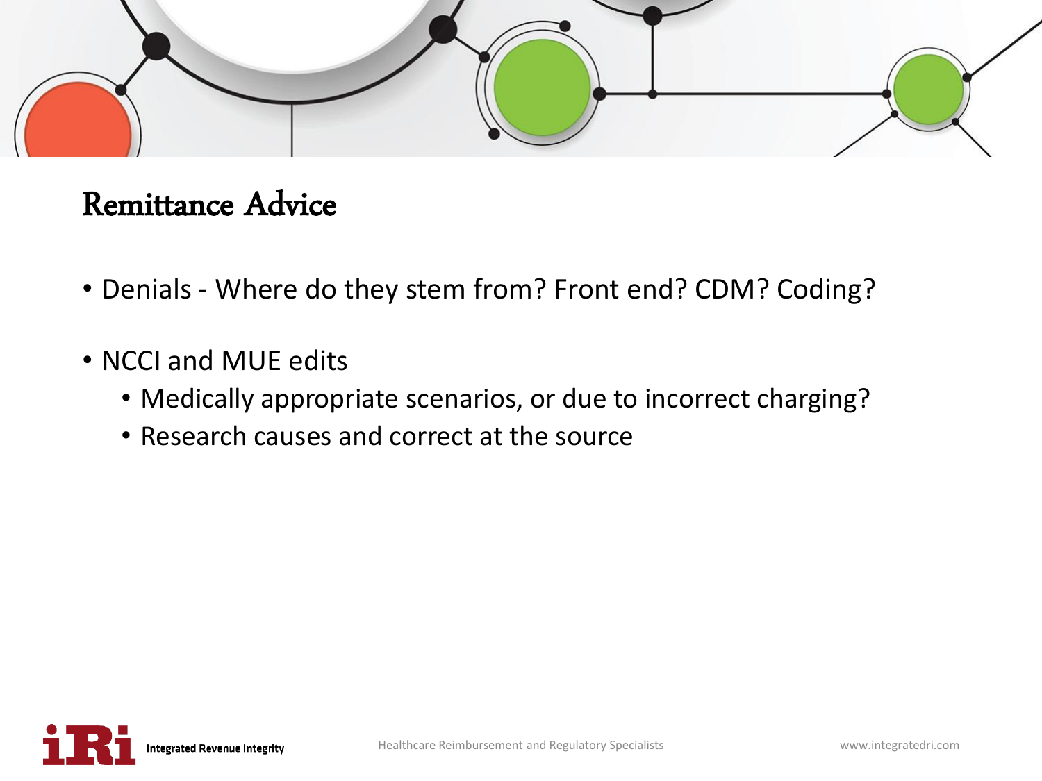## Remittance Advice

- Denials - Where do they stem from? Front end? CDM? Coding?
- NCCI and MUE edits
  - Medically appropriate scenarios, or due to incorrect charging?
  - Research causes and correct at the source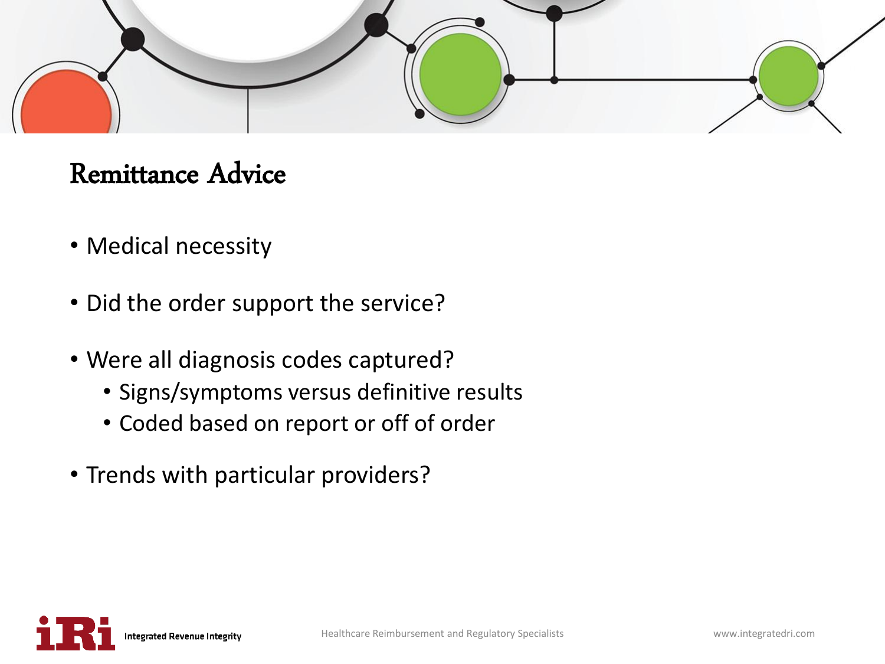## Remittance Advice

- Medical necessity
- Did the order support the service?
- Were all diagnosis codes captured?
  - Signs/symptoms versus definitive results
  - Coded based on report or off of order
- Trends with particular providers?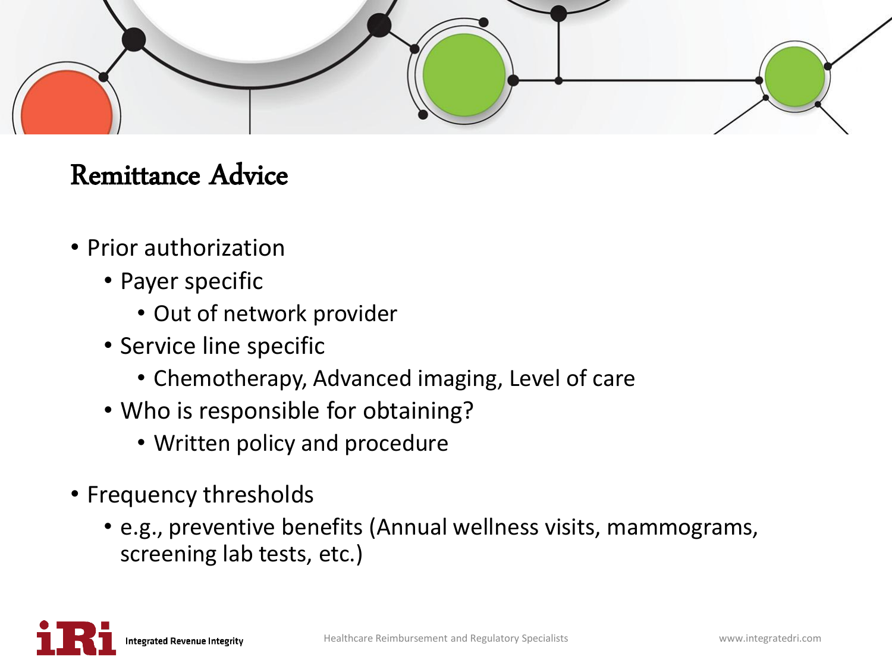## Remittance Advice

- Prior authorization
  - Payer specific
    - Out of network provider
  - Service line specific
    - Chemotherapy, Advanced imaging, Level of care
  - Who is responsible for obtaining?
    - Written policy and procedure
- Frequency thresholds
  - e.g., preventive benefits (Annual wellness visits, mammograms, screening lab tests, etc.)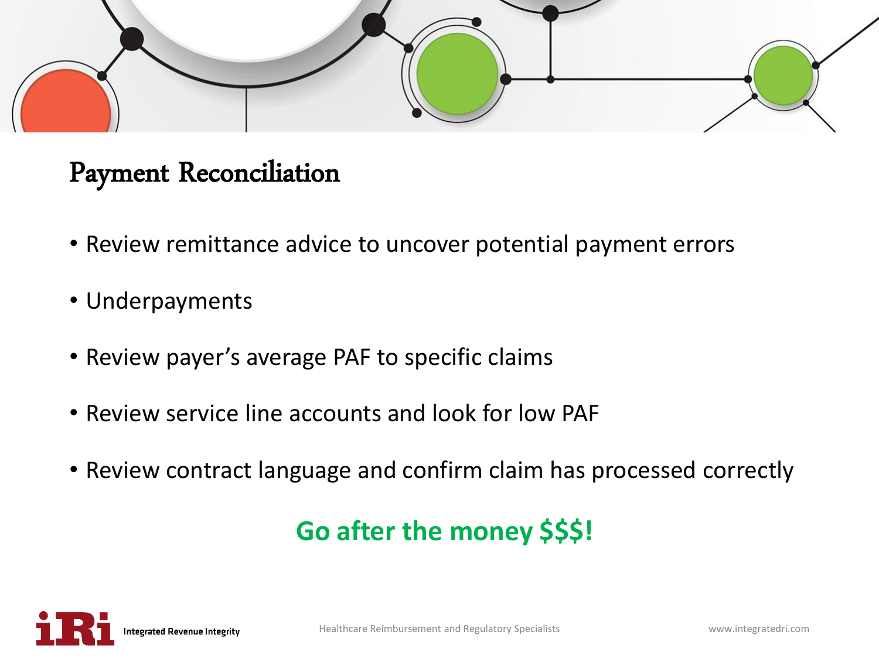# Payment Reconciliation

- Review remittance advice to uncover potential payment errors
- Underpayments
- Review payer's average PAF to specific claims
- Review service line accounts and look for low PAF
- Review contract language and confirm claim has processed correctly

**Go after the money $$$!**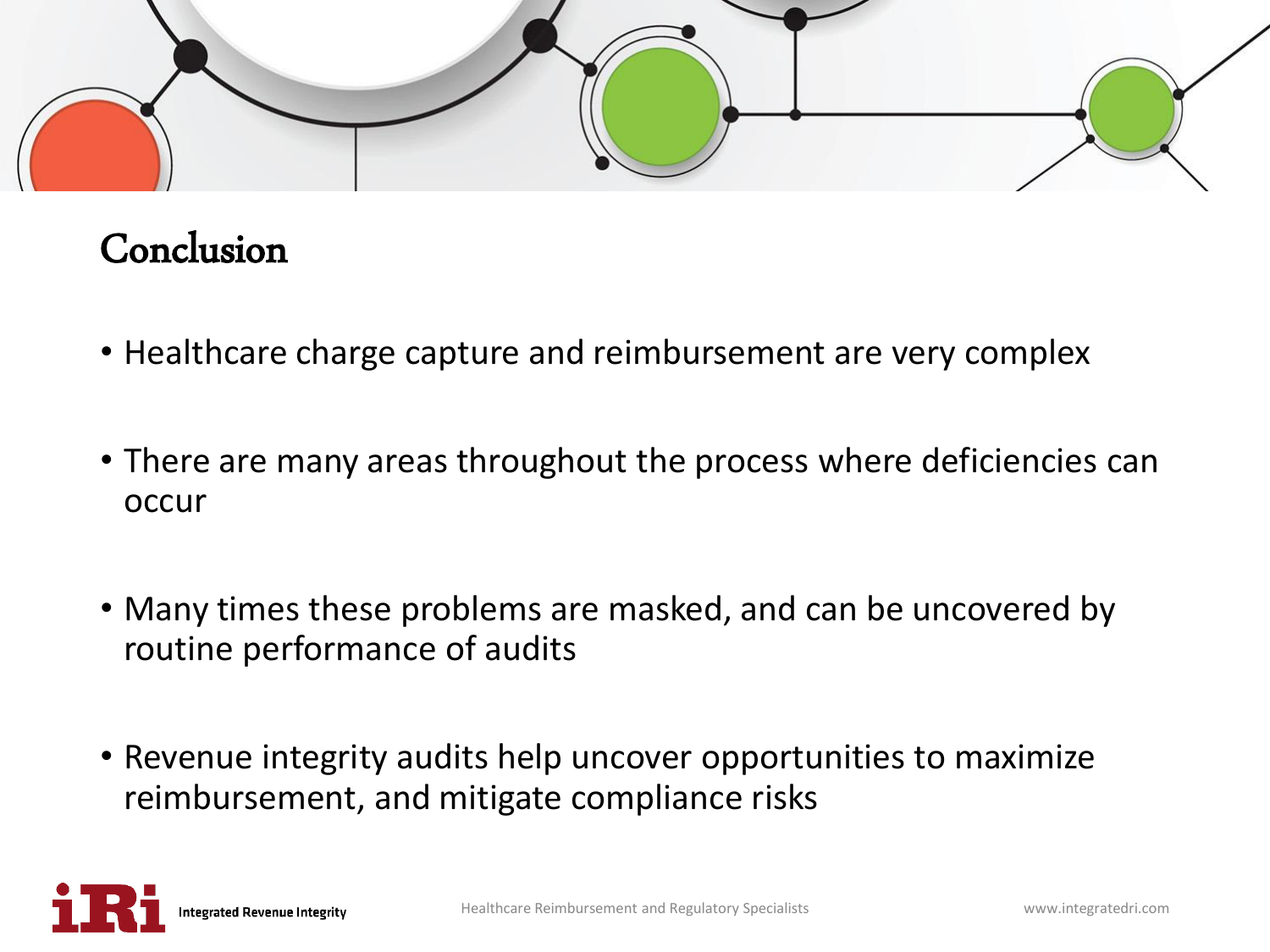## Conclusion

- Healthcare charge capture and reimbursement are very complex
- There are many areas throughout the process where deficiencies can occur
- Many times these problems are masked, and can be uncovered by routine performance of audits
- Revenue integrity audits help uncover opportunities to maximize reimbursement, and mitigate compliance risks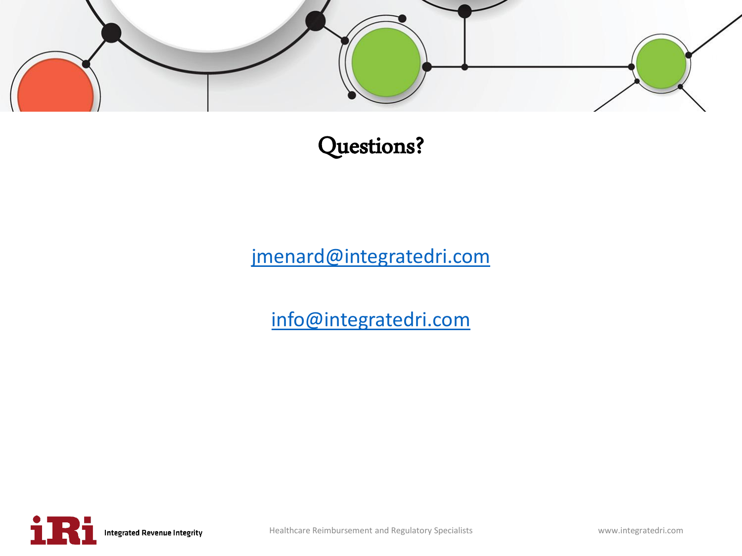# Questions?

jmenard@integratedri.com

info@integratedri.com